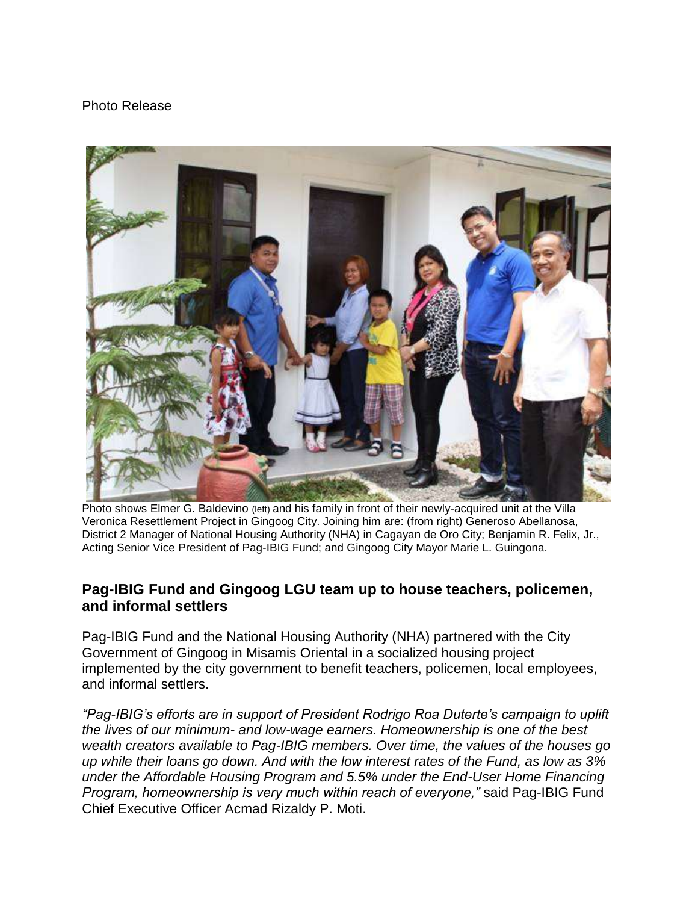Photo Release

Photo shows Elmer G. Baldevino (left) and his family in front of their newly-acquired unit at the Villa Veronica Resettlement Project in Gingoog City. Joining him are: (from right) Generoso Abellanosa, District 2 Manager of National Housing Authority (NHA) in Cagayan de Oro City; Benjamin R. Felix, Jr., Acting Senior Vice President of Pag-IBIG Fund; and Gingoog City Mayor Marie L. Guingona.

## Pag-IBIG Fund and Gingoog LGU team up to house teachers, policemen, and informal settlers

Pag-IBIG Fund and the National Housing Authority (NHA) partnered with the City Government of Gingoog in Misamis Oriental in a socialized housing project implemented by the city government to benefit teachers, policemen, local employees, and informal settlers.

*"Pag-IBIG's efforts are in support of President Rodrigo Roa Duterte's campaign to uplift the lives of our minimum- and low-wage earners. Homeownership is one of the best wealth creators available to Pag-IBIG members. Over time, the values of the houses go up while their loans go down. And with the low interest rates of the Fund, as low as 3% under the Affordable Housing Program and 5.5% under the End-User Home Financing Program, homeownership is very much within reach of everyone,"* said Pag-IBIG Fund Chief Executive Officer Acmad Rizaldy P. Moti.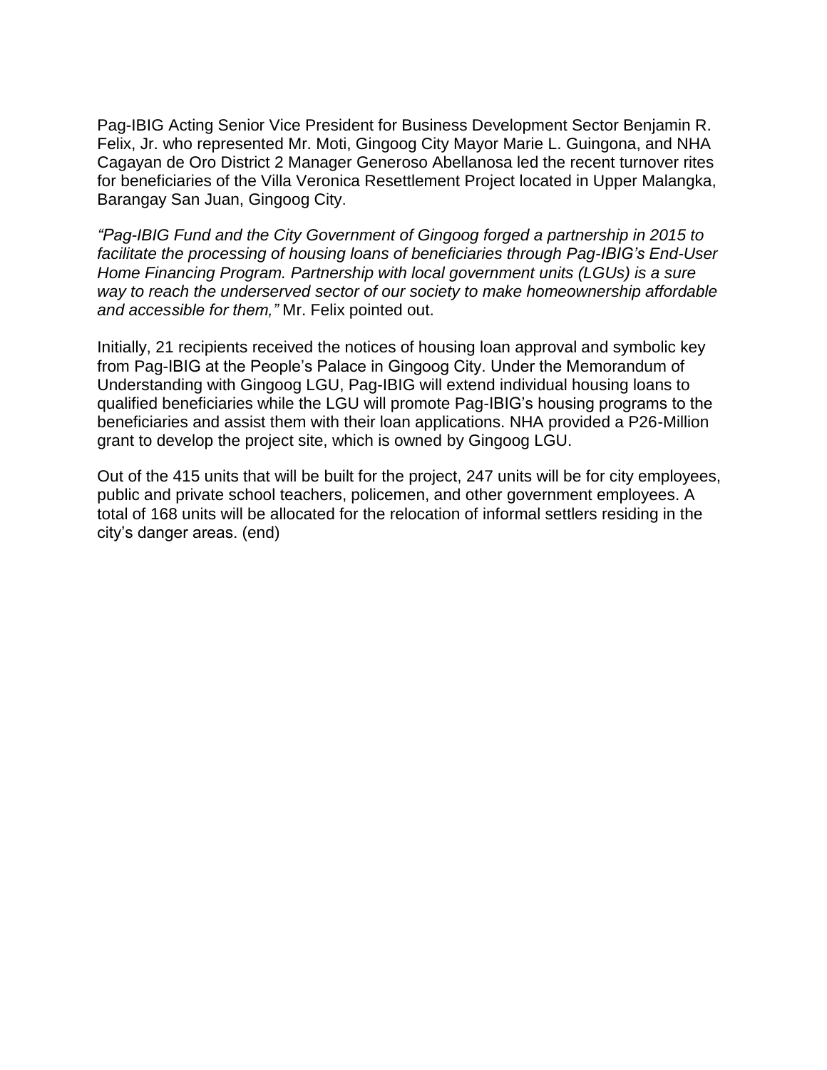Pag-IBIG Acting Senior Vice President for Business Development Sector Benjamin R. Felix, Jr. who represented Mr. Moti, Gingoog City Mayor Marie L. Guingona, and NHA Cagayan de Oro District 2 Manager Generoso Abellanosa led the recent turnover rites for beneficiaries of the Villa Veronica Resettlement Project located in Upper Malangka, Barangay San Juan, Gingoog City.

*"Pag-IBIG Fund and the City Government of Gingoog forged a partnership in 2015 to facilitate the processing of housing loans of beneficiaries through Pag-IBIG's End-User Home Financing Program. Partnership with local government units (LGUs) is a sure way to reach the underserved sector of our society to make homeownership affordable and accessible for them,"* Mr. Felix pointed out.

Initially, 21 recipients received the notices of housing loan approval and symbolic key from Pag-IBIG at the People's Palace in Gingoog City. Under the Memorandum of Understanding with Gingoog LGU, Pag-IBIG will extend individual housing loans to qualified beneficiaries while the LGU will promote Pag-IBIG's housing programs to the beneficiaries and assist them with their loan applications. NHA provided a P26-Million grant to develop the project site, which is owned by Gingoog LGU.

Out of the 415 units that will be built for the project, 247 units will be for city employees, public and private school teachers, policemen, and other government employees. A total of 168 units will be allocated for the relocation of informal settlers residing in the city's danger areas. (end)